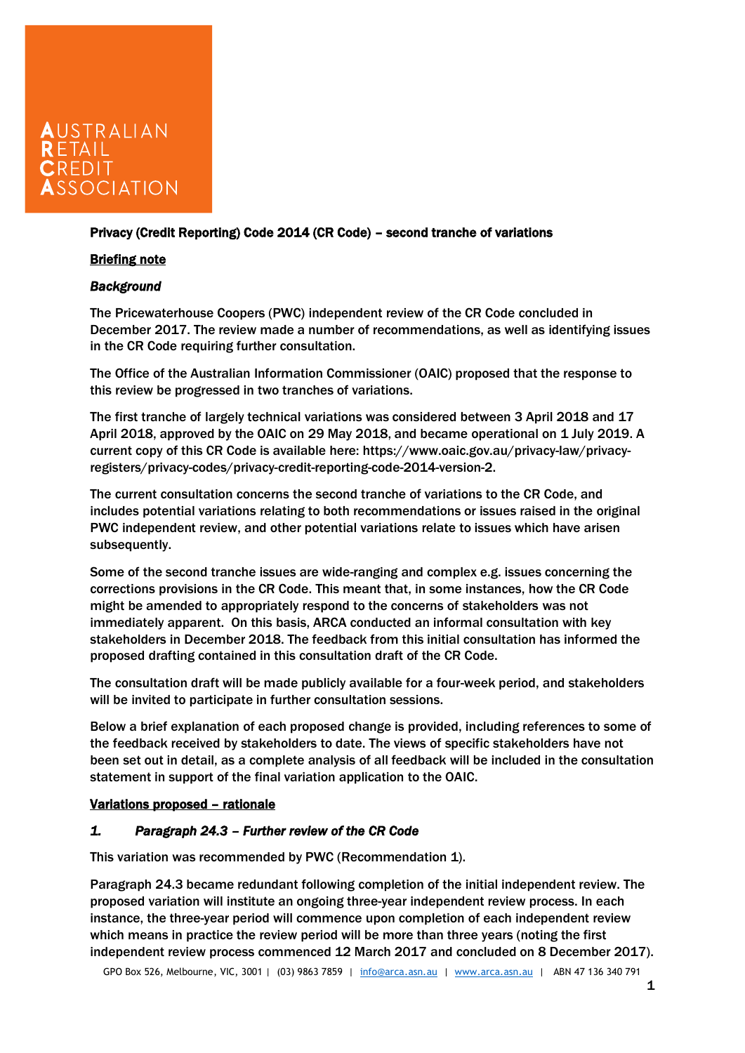AUSTRALIAN RETAIL CREDIT ASSOCIATION

**Privacy (Credit Reporting) Code 2014 (CR Code) – second tranche of variations**

**Briefing note**

***Background***

The Pricewaterhouse Coopers (PWC) independent review of the CR Code concluded in December 2017. The review made a number of recommendations, as well as identifying issues in the CR Code requiring further consultation.

The Office of the Australian Information Commissioner (OAIC) proposed that the response to this review be progressed in two tranches of variations.

The first tranche of largely technical variations was considered between 3 April 2018 and 17 April 2018, approved by the OAIC on 29 May 2018, and became operational on 1 July 2019. A current copy of this CR Code is available here: https://www.oaic.gov.au/privacy-law/privacy-registers/privacy-codes/privacy-credit-reporting-code-2014-version-2.

The current consultation concerns the second tranche of variations to the CR Code, and includes potential variations relating to both recommendations or issues raised in the original PWC independent review, and other potential variations relate to issues which have arisen subsequently.

Some of the second tranche issues are wide-ranging and complex e.g. issues concerning the corrections provisions in the CR Code. This meant that, in some instances, how the CR Code might be amended to appropriately respond to the concerns of stakeholders was not immediately apparent. On this basis, ARCA conducted an informal consultation with key stakeholders in December 2018. The feedback from this initial consultation has informed the proposed drafting contained in this consultation draft of the CR Code.

The consultation draft will be made publicly available for a four-week period, and stakeholders will be invited to participate in further consultation sessions.

Below a brief explanation of each proposed change is provided, including references to some of the feedback received by stakeholders to date. The views of specific stakeholders have not been set out in detail, as a complete analysis of all feedback will be included in the consultation statement in support of the final variation application to the OAIC.

**Variations proposed – rationale**

***1. Paragraph 24.3 – Further review of the CR Code***

This variation was recommended by PWC (Recommendation 1).

Paragraph 24.3 became redundant following completion of the initial independent review. The proposed variation will institute an ongoing three-year independent review process. In each instance, the three-year period will commence upon completion of each independent review which means in practice the review period will be more than three years (noting the first independent review process commenced 12 March 2017 and concluded on 8 December 2017).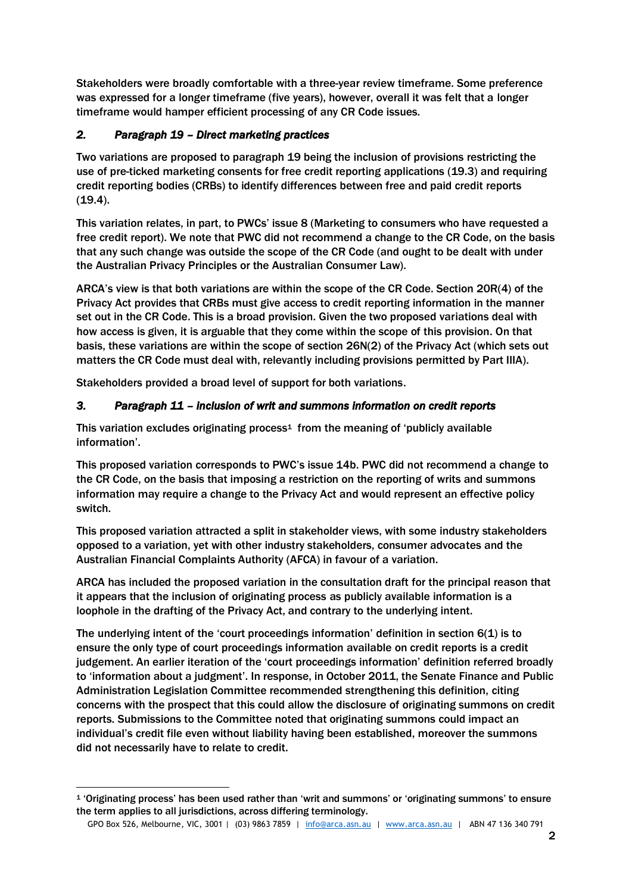Stakeholders were broadly comfortable with a three-year review timeframe. Some preference was expressed for a longer timeframe (five years), however, overall it was felt that a longer timeframe would hamper efficient processing of any CR Code issues.

### *2. Paragraph 19 – Direct marketing practices*

Two variations are proposed to paragraph 19 being the inclusion of provisions restricting the use of pre-ticked marketing consents for free credit reporting applications (19.3) and requiring credit reporting bodies (CRBs) to identify differences between free and paid credit reports (19.4).

This variation relates, in part, to PWCs' issue 8 (Marketing to consumers who have requested a free credit report). We note that PWC did not recommend a change to the CR Code, on the basis that any such change was outside the scope of the CR Code (and ought to be dealt with under the Australian Privacy Principles or the Australian Consumer Law).

ARCA's view is that both variations are within the scope of the CR Code. Section 20R(4) of the Privacy Act provides that CRBs must give access to credit reporting information in the manner set out in the CR Code. This is a broad provision. Given the two proposed variations deal with how access is given, it is arguable that they come within the scope of this provision. On that basis, these variations are within the scope of section 26N(2) of the Privacy Act (which sets out matters the CR Code must deal with, relevantly including provisions permitted by Part IIIA).

Stakeholders provided a broad level of support for both variations.

### *3. Paragraph 11 – inclusion of writ and summons information on credit reports*

This variation excludes originating process[1] from the meaning of 'publicly available information'.

This proposed variation corresponds to PWC's issue 14b. PWC did not recommend a change to the CR Code, on the basis that imposing a restriction on the reporting of writs and summons information may require a change to the Privacy Act and would represent an effective policy switch.

This proposed variation attracted a split in stakeholder views, with some industry stakeholders opposed to a variation, yet with other industry stakeholders, consumer advocates and the Australian Financial Complaints Authority (AFCA) in favour of a variation.

ARCA has included the proposed variation in the consultation draft for the principal reason that it appears that the inclusion of originating process as publicly available information is a loophole in the drafting of the Privacy Act, and contrary to the underlying intent.

The underlying intent of the 'court proceedings information' definition in section 6(1) is to ensure the only type of court proceedings information available on credit reports is a credit judgement. An earlier iteration of the 'court proceedings information' definition referred broadly to 'information about a judgment'. In response, in October 2011, the Senate Finance and Public Administration Legislation Committee recommended strengthening this definition, citing concerns with the prospect that this could allow the disclosure of originating summons on credit reports. Submissions to the Committee noted that originating summons could impact an individual's credit file even without liability having been established, moreover the summons did not necessarily have to relate to credit.

---

[1] 'Originating process' has been used rather than 'writ and summons' or 'originating summons' to ensure the term applies to all jurisdictions, across differing terminology.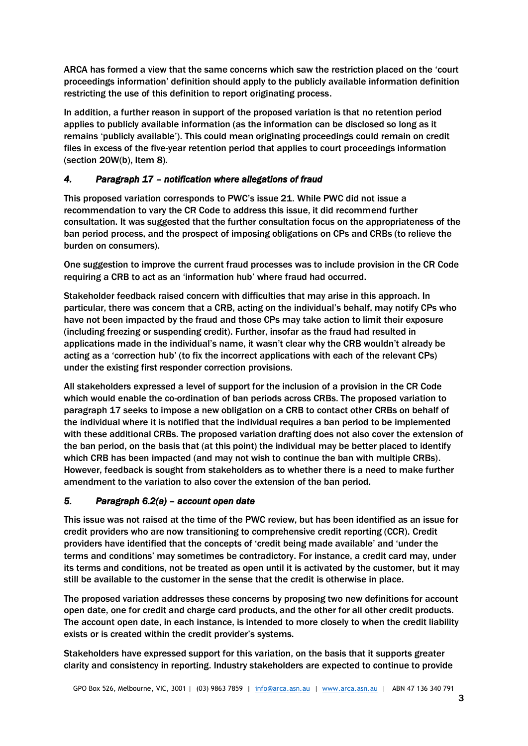ARCA has formed a view that the same concerns which saw the restriction placed on the 'court proceedings information' definition should apply to the publicly available information definition restricting the use of this definition to report originating process.

In addition, a further reason in support of the proposed variation is that no retention period applies to publicly available information (as the information can be disclosed so long as it remains 'publicly available'). This could mean originating proceedings could remain on credit files in excess of the five-year retention period that applies to court proceedings information (section 20W(b), Item 8).

### *4. Paragraph 17 – notification where allegations of fraud*

This proposed variation corresponds to PWC's issue 21. While PWC did not issue a recommendation to vary the CR Code to address this issue, it did recommend further consultation. It was suggested that the further consultation focus on the appropriateness of the ban period process, and the prospect of imposing obligations on CPs and CRBs (to relieve the burden on consumers).

One suggestion to improve the current fraud processes was to include provision in the CR Code requiring a CRB to act as an 'information hub' where fraud had occurred.

Stakeholder feedback raised concern with difficulties that may arise in this approach. In particular, there was concern that a CRB, acting on the individual's behalf, may notify CPs who have not been impacted by the fraud and those CPs may take action to limit their exposure (including freezing or suspending credit). Further, insofar as the fraud had resulted in applications made in the individual's name, it wasn't clear why the CRB wouldn't already be acting as a 'correction hub' (to fix the incorrect applications with each of the relevant CPs) under the existing first responder correction provisions.

All stakeholders expressed a level of support for the inclusion of a provision in the CR Code which would enable the co-ordination of ban periods across CRBs. The proposed variation to paragraph 17 seeks to impose a new obligation on a CRB to contact other CRBs on behalf of the individual where it is notified that the individual requires a ban period to be implemented with these additional CRBs. The proposed variation drafting does not also cover the extension of the ban period, on the basis that (at this point) the individual may be better placed to identify which CRB has been impacted (and may not wish to continue the ban with multiple CRBs). However, feedback is sought from stakeholders as to whether there is a need to make further amendment to the variation to also cover the extension of the ban period.

### *5. Paragraph 6.2(a) – account open date*

This issue was not raised at the time of the PWC review, but has been identified as an issue for credit providers who are now transitioning to comprehensive credit reporting (CCR). Credit providers have identified that the concepts of 'credit being made available' and 'under the terms and conditions' may sometimes be contradictory. For instance, a credit card may, under its terms and conditions, not be treated as open until it is activated by the customer, but it may still be available to the customer in the sense that the credit is otherwise in place.

The proposed variation addresses these concerns by proposing two new definitions for account open date, one for credit and charge card products, and the other for all other credit products. The account open date, in each instance, is intended to more closely to when the credit liability exists or is created within the credit provider's systems.

Stakeholders have expressed support for this variation, on the basis that it supports greater clarity and consistency in reporting. Industry stakeholders are expected to continue to provide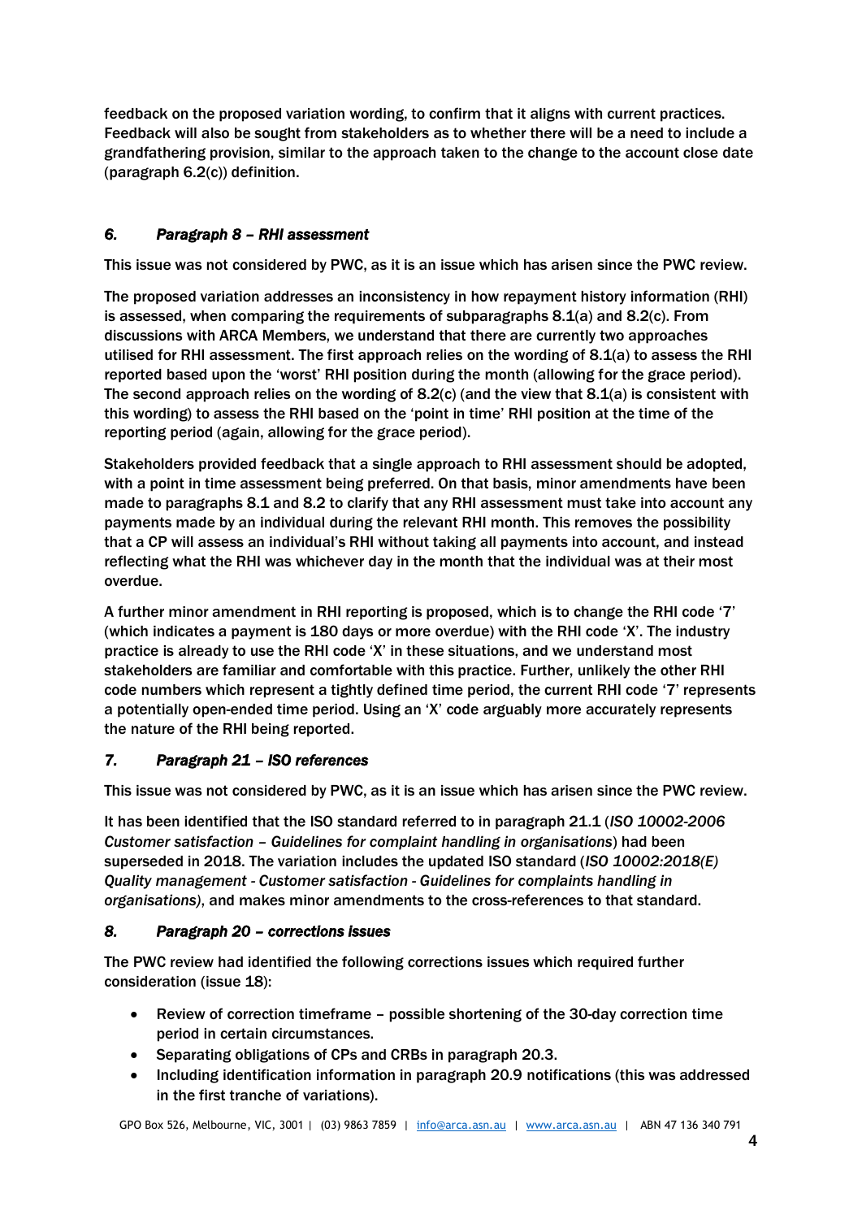feedback on the proposed variation wording, to confirm that it aligns with current practices. Feedback will also be sought from stakeholders as to whether there will be a need to include a grandfathering provision, similar to the approach taken to the change to the account close date (paragraph 6.2(c)) definition.

### *6. Paragraph 8 – RHI assessment*

This issue was not considered by PWC, as it is an issue which has arisen since the PWC review.

The proposed variation addresses an inconsistency in how repayment history information (RHI) is assessed, when comparing the requirements of subparagraphs 8.1(a) and 8.2(c). From discussions with ARCA Members, we understand that there are currently two approaches utilised for RHI assessment. The first approach relies on the wording of 8.1(a) to assess the RHI reported based upon the 'worst' RHI position during the month (allowing for the grace period). The second approach relies on the wording of 8.2(c) (and the view that 8.1(a) is consistent with this wording) to assess the RHI based on the 'point in time' RHI position at the time of the reporting period (again, allowing for the grace period).

Stakeholders provided feedback that a single approach to RHI assessment should be adopted, with a point in time assessment being preferred. On that basis, minor amendments have been made to paragraphs 8.1 and 8.2 to clarify that any RHI assessment must take into account any payments made by an individual during the relevant RHI month. This removes the possibility that a CP will assess an individual's RHI without taking all payments into account, and instead reflecting what the RHI was whichever day in the month that the individual was at their most overdue.

A further minor amendment in RHI reporting is proposed, which is to change the RHI code '7' (which indicates a payment is 180 days or more overdue) with the RHI code 'X'. The industry practice is already to use the RHI code 'X' in these situations, and we understand most stakeholders are familiar and comfortable with this practice. Further, unlikely the other RHI code numbers which represent a tightly defined time period, the current RHI code '7' represents a potentially open-ended time period. Using an 'X' code arguably more accurately represents the nature of the RHI being reported.

### *7. Paragraph 21 – ISO references*

This issue was not considered by PWC, as it is an issue which has arisen since the PWC review.

It has been identified that the ISO standard referred to in paragraph 21.1 (*ISO 10002-2006 Customer satisfaction – Guidelines for complaint handling in organisations*) had been superseded in 2018. The variation includes the updated ISO standard (*ISO 10002:2018(E) Quality management - Customer satisfaction - Guidelines for complaints handling in organisations)*, and makes minor amendments to the cross-references to that standard.

### *8. Paragraph 20 – corrections issues*

The PWC review had identified the following corrections issues which required further consideration (issue 18):

- Review of correction timeframe – possible shortening of the 30-day correction time period in certain circumstances.
- Separating obligations of CPs and CRBs in paragraph 20.3.
- Including identification information in paragraph 20.9 notifications (this was addressed in the first tranche of variations).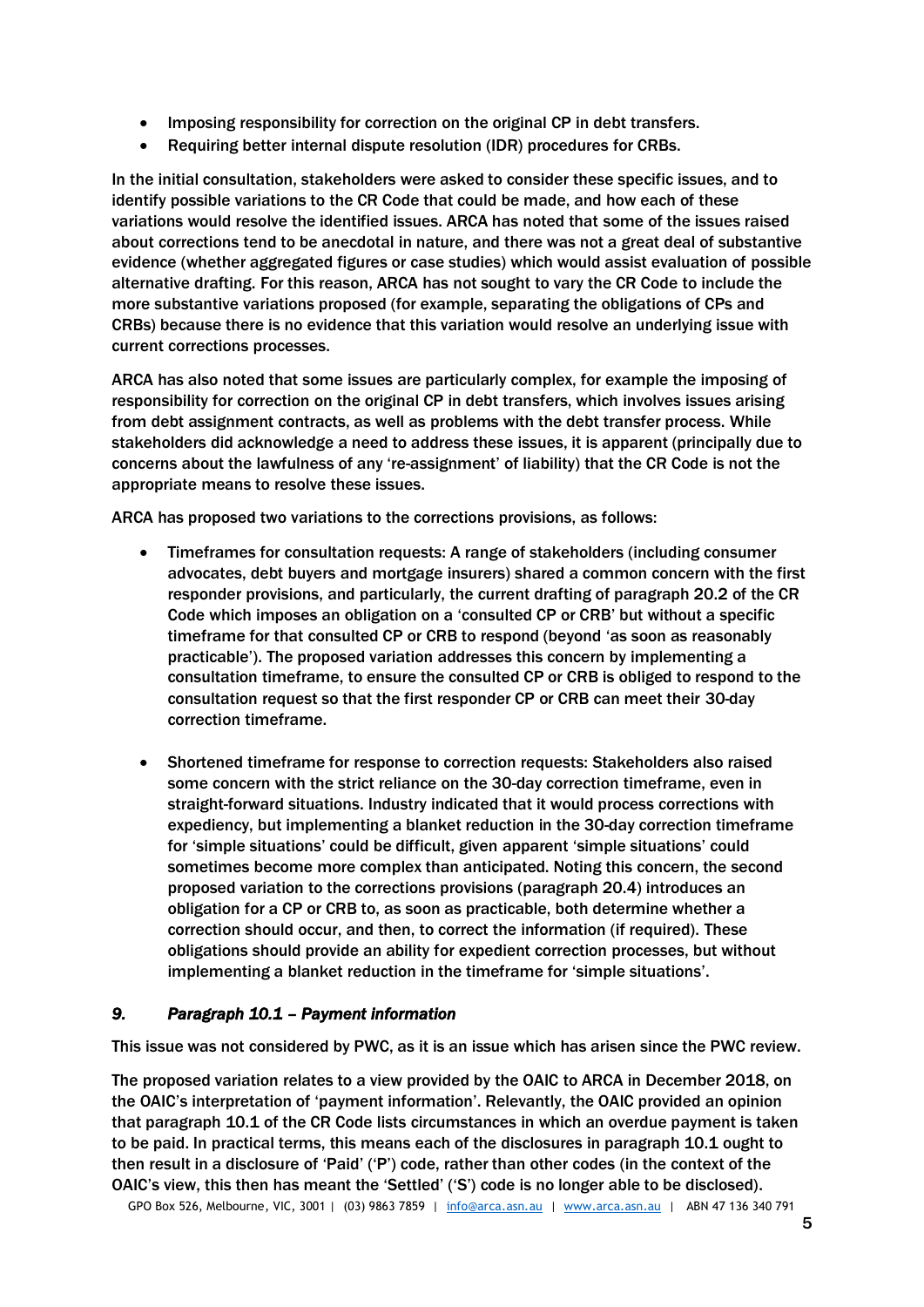- Imposing responsibility for correction on the original CP in debt transfers.
- Requiring better internal dispute resolution (IDR) procedures for CRBs.

In the initial consultation, stakeholders were asked to consider these specific issues, and to identify possible variations to the CR Code that could be made, and how each of these variations would resolve the identified issues. ARCA has noted that some of the issues raised about corrections tend to be anecdotal in nature, and there was not a great deal of substantive evidence (whether aggregated figures or case studies) which would assist evaluation of possible alternative drafting. For this reason, ARCA has not sought to vary the CR Code to include the more substantive variations proposed (for example, separating the obligations of CPs and CRBs) because there is no evidence that this variation would resolve an underlying issue with current corrections processes.

ARCA has also noted that some issues are particularly complex, for example the imposing of responsibility for correction on the original CP in debt transfers, which involves issues arising from debt assignment contracts, as well as problems with the debt transfer process. While stakeholders did acknowledge a need to address these issues, it is apparent (principally due to concerns about the lawfulness of any 're-assignment' of liability) that the CR Code is not the appropriate means to resolve these issues.

ARCA has proposed two variations to the corrections provisions, as follows:

- Timeframes for consultation requests: A range of stakeholders (including consumer advocates, debt buyers and mortgage insurers) shared a common concern with the first responder provisions, and particularly, the current drafting of paragraph 20.2 of the CR Code which imposes an obligation on a 'consulted CP or CRB' but without a specific timeframe for that consulted CP or CRB to respond (beyond 'as soon as reasonably practicable'). The proposed variation addresses this concern by implementing a consultation timeframe, to ensure the consulted CP or CRB is obliged to respond to the consultation request so that the first responder CP or CRB can meet their 30-day correction timeframe.

- Shortened timeframe for response to correction requests: Stakeholders also raised some concern with the strict reliance on the 30-day correction timeframe, even in straight-forward situations. Industry indicated that it would process corrections with expediency, but implementing a blanket reduction in the 30-day correction timeframe for 'simple situations' could be difficult, given apparent 'simple situations' could sometimes become more complex than anticipated. Noting this concern, the second proposed variation to the corrections provisions (paragraph 20.4) introduces an obligation for a CP or CRB to, as soon as practicable, both determine whether a correction should occur, and then, to correct the information (if required). These obligations should provide an ability for expedient correction processes, but without implementing a blanket reduction in the timeframe for 'simple situations'.

### *9. Paragraph 10.1 – Payment information*

This issue was not considered by PWC, as it is an issue which has arisen since the PWC review.

The proposed variation relates to a view provided by the OAIC to ARCA in December 2018, on the OAIC's interpretation of 'payment information'. Relevantly, the OAIC provided an opinion that paragraph 10.1 of the CR Code lists circumstances in which an overdue payment is taken to be paid. In practical terms, this means each of the disclosures in paragraph 10.1 ought to then result in a disclosure of 'Paid' ('P') code, rather than other codes (in the context of the OAIC's view, this then has meant the 'Settled' ('S') code is no longer able to be disclosed).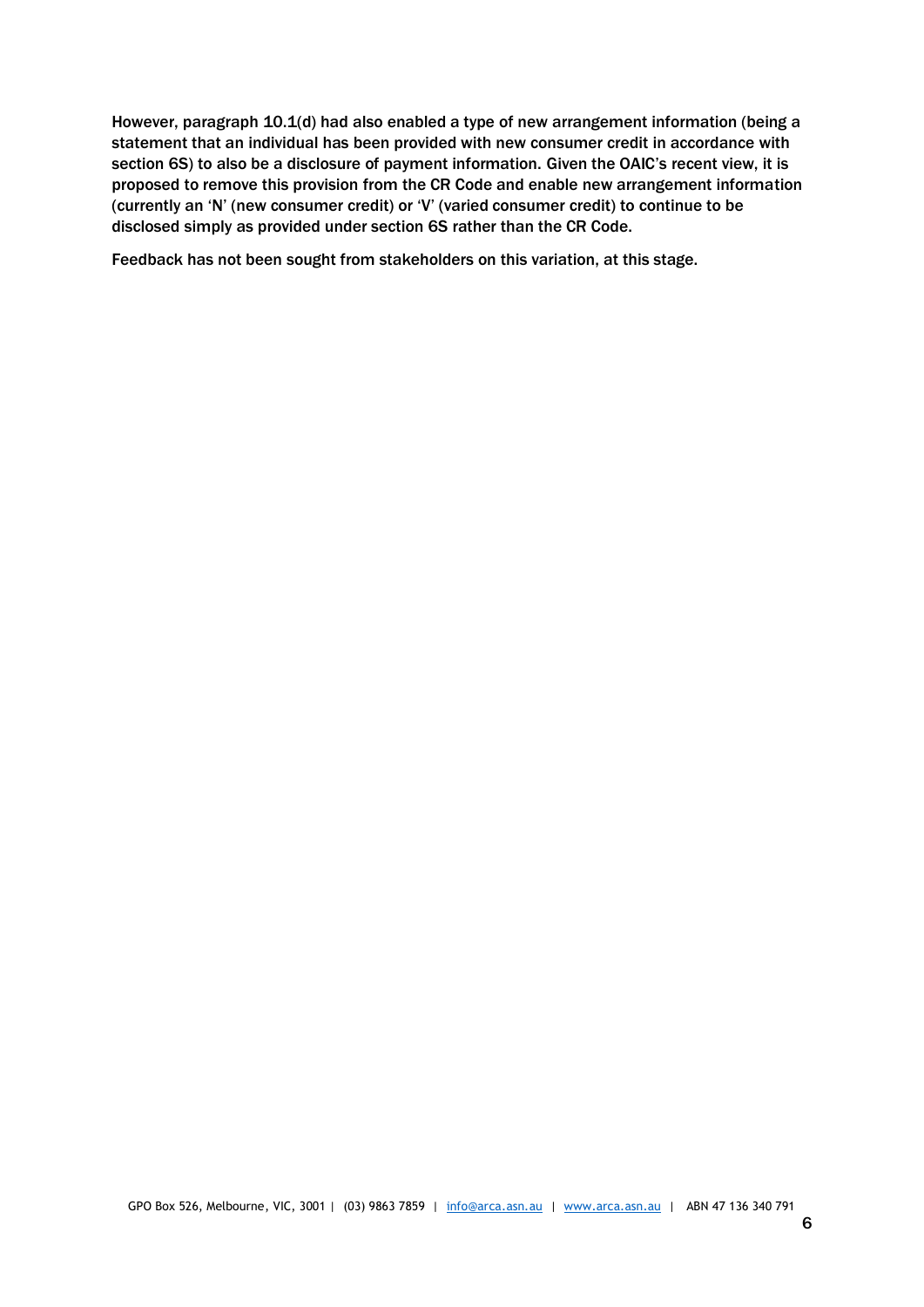However, paragraph 10.1(d) had also enabled a type of new arrangement information (being a statement that an individual has been provided with new consumer credit in accordance with section 6S) to also be a disclosure of payment information. Given the OAIC's recent view, it is proposed to remove this provision from the CR Code and enable new arrangement information (currently an 'N' (new consumer credit) or 'V' (varied consumer credit) to continue to be disclosed simply as provided under section 6S rather than the CR Code.

Feedback has not been sought from stakeholders on this variation, at this stage.